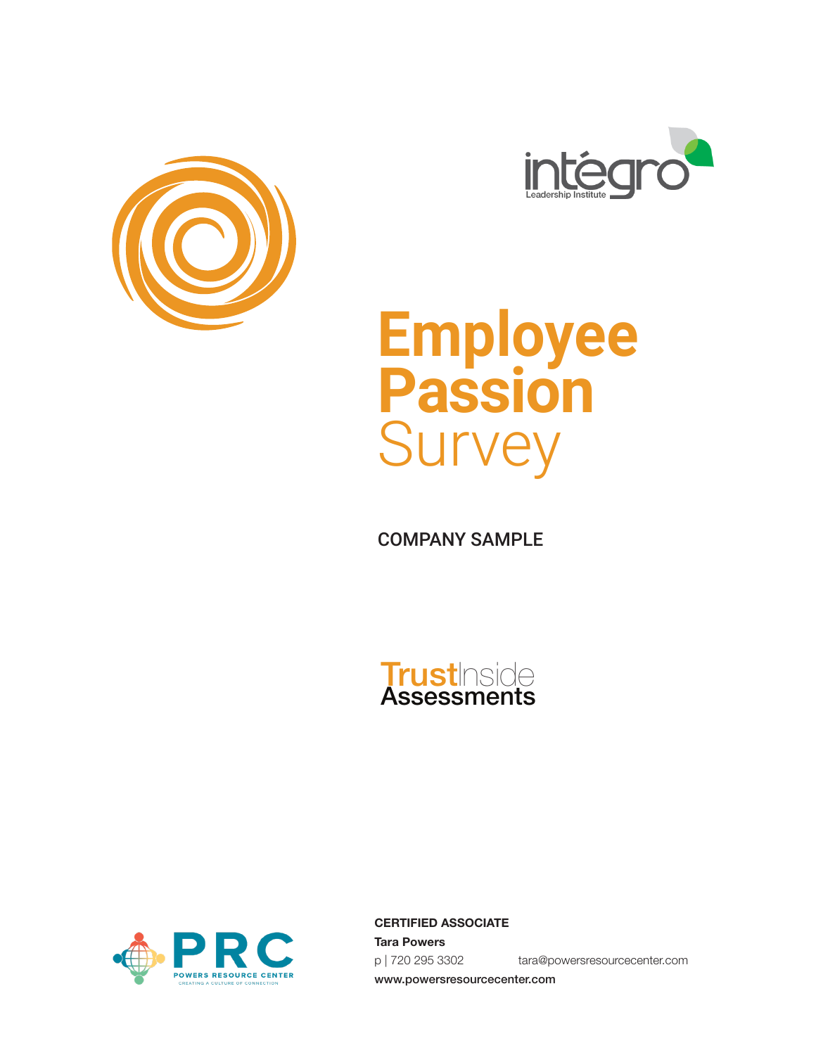intégro
Leadership Institute

# Employee Passion Survey

COMPANY SAMPLE

TrustInside Assessments

PRC
POWERS RESOURCE CENTER
CREATING A CULTURE OF CONNECTION

**CERTIFIED ASSOCIATE**

**Tara Powers**

p | 720 295 3302 tara@powersresourcecenter.com

**www.powersresourcecenter.com**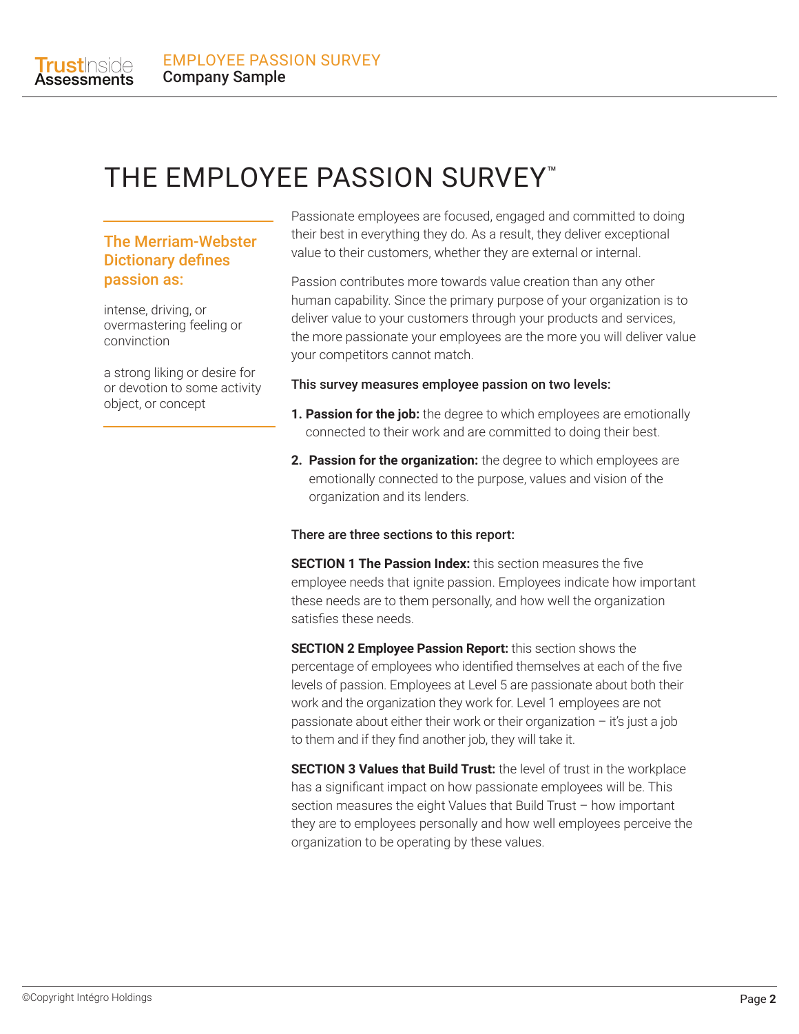# THE EMPLOYEE PASSION SURVEY™

### The Merriam-Webster Dictionary defines passion as:

intense, driving, or overmastering feeling or conviction

a strong liking or desire for or devotion to some activity object, or concept

Passionate employees are focused, engaged and committed to doing their best in everything they do. As a result, they deliver exceptional value to their customers, whether they are external or internal.

Passion contributes more towards value creation than any other human capability. Since the primary purpose of your organization is to deliver value to your customers through your products and services, the more passionate your employees are the more you will deliver value your competitors cannot match.

**This survey measures employee passion on two levels:**

1. **Passion for the job:** the degree to which employees are emotionally connected to their work and are committed to doing their best.
2. **Passion for the organization:** the degree to which employees are emotionally connected to the purpose, values and vision of the organization and its lenders.

**There are three sections to this report:**

**SECTION 1 The Passion Index:** this section measures the five employee needs that ignite passion. Employees indicate how important these needs are to them personally, and how well the organization satisfies these needs.

**SECTION 2 Employee Passion Report:** this section shows the percentage of employees who identified themselves at each of the five levels of passion. Employees at Level 5 are passionate about both their work and the organization they work for. Level 1 employees are not passionate about either their work or their organization – it's just a job to them and if they find another job, they will take it.

**SECTION 3 Values that Build Trust:** the level of trust in the workplace has a significant impact on how passionate employees will be. This section measures the eight Values that Build Trust – how important they are to employees personally and how well employees perceive the organization to be operating by these values.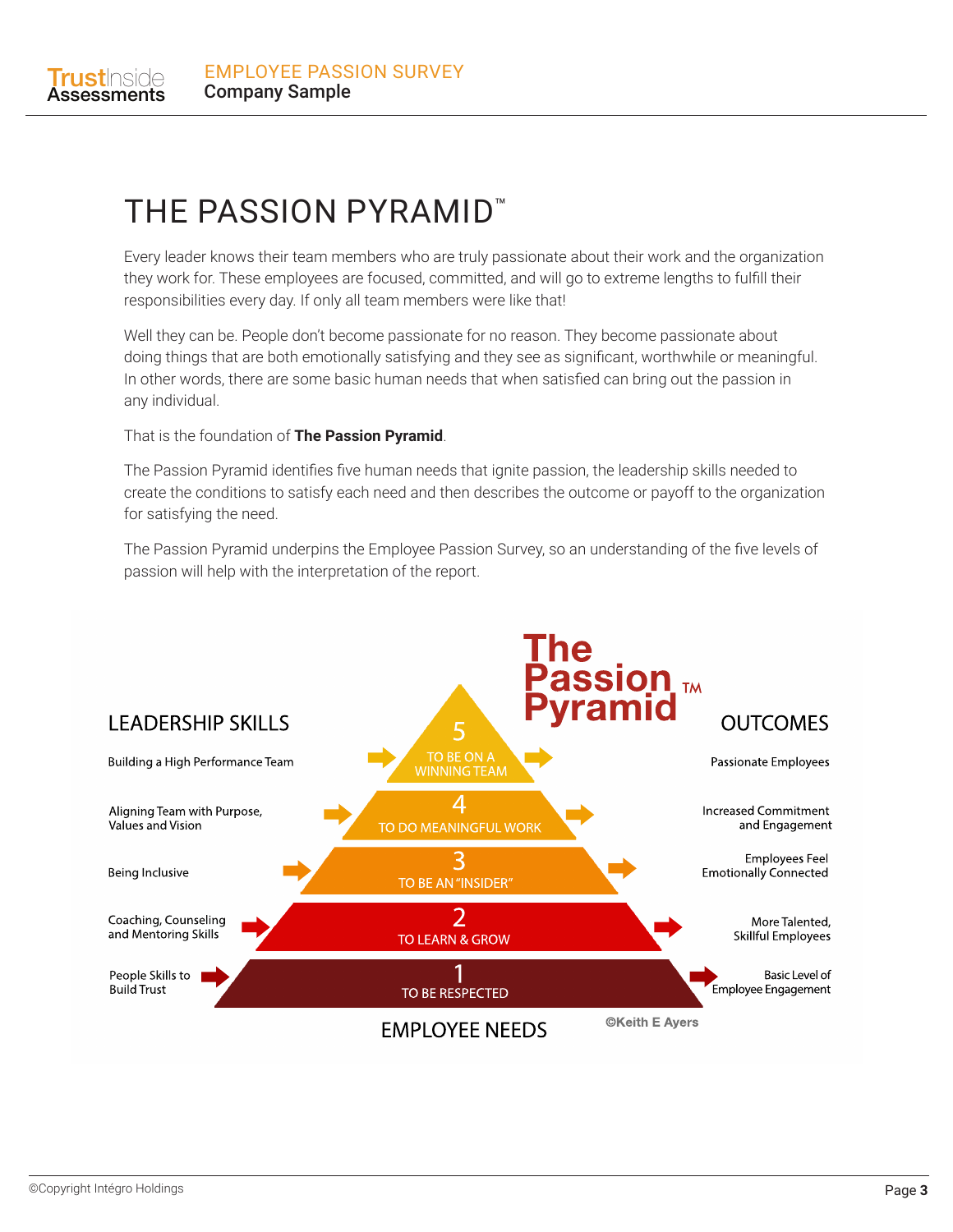# THE PASSION PYRAMID™

Every leader knows their team members who are truly passionate about their work and the organization they work for. These employees are focused, committed, and will go to extreme lengths to fulfill their responsibilities every day. If only all team members were like that!

Well they can be. People don't become passionate for no reason. They become passionate about doing things that are both emotionally satisfying and they see as significant, worthwhile or meaningful. In other words, there are some basic human needs that when satisfied can bring out the passion in any individual.

That is the foundation of **The Passion Pyramid**.

The Passion Pyramid identifies five human needs that ignite passion, the leadership skills needed to create the conditions to satisfy each need and then describes the outcome or payoff to the organization for satisfying the need.

The Passion Pyramid underpins the Employee Passion Survey, so an understanding of the five levels of passion will help with the interpretation of the report.

**The Passion Pyramid™**

| LEADERSHIP SKILLS | EMPLOYEE NEEDS | OUTCOMES |
|---|---|---|
| Building a High Performance Team | 5 TO BE ON A WINNING TEAM | Passionate Employees |
| Aligning Team with Purpose, Values and Vision | 4 TO DO MEANINGFUL WORK | Increased Commitment and Engagement |
| Being Inclusive | 3 TO BE AN "INSIDER" | Employees Feel Emotionally Connected |
| Coaching, Counseling and Mentoring Skills | 2 TO LEARN & GROW | More Talented, Skillful Employees |
| People Skills to Build Trust | 1 TO BE RESPECTED | Basic Level of Employee Engagement |

©Keith E Ayers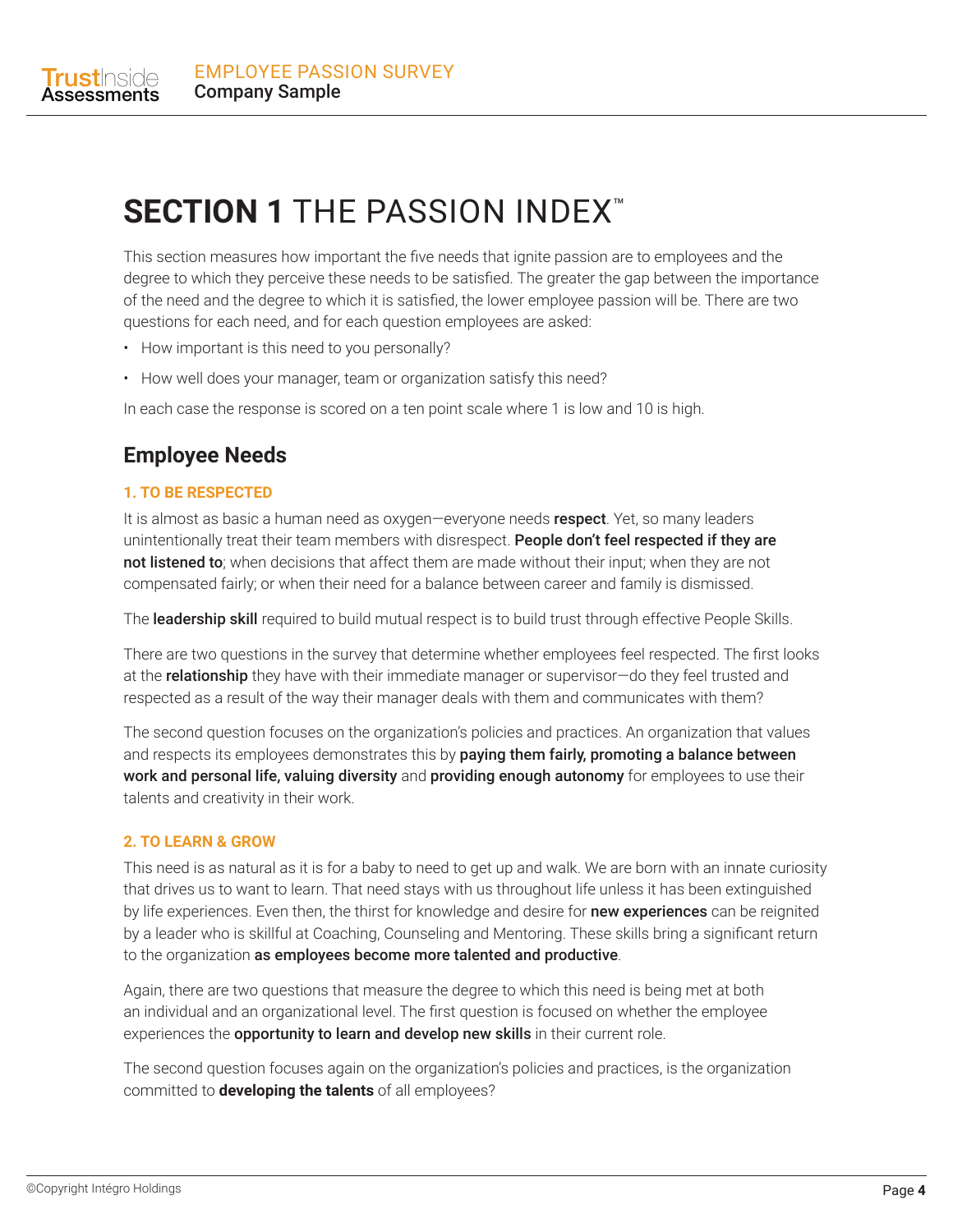# **SECTION 1** THE PASSION INDEX™

This section measures how important the five needs that ignite passion are to employees and the degree to which they perceive these needs to be satisfied. The greater the gap between the importance of the need and the degree to which it is satisfied, the lower employee passion will be. There are two questions for each need, and for each question employees are asked:

- How important is this need to you personally?
- How well does your manager, team or organization satisfy this need?

In each case the response is scored on a ten point scale where 1 is low and 10 is high.

## Employee Needs

### 1. TO BE RESPECTED

It is almost as basic a human need as oxygen—everyone needs **respect**. Yet, so many leaders unintentionally treat their team members with disrespect. **People don't feel respected if they are not listened to**; when decisions that affect them are made without their input; when they are not compensated fairly; or when their need for a balance between career and family is dismissed.

The **leadership skill** required to build mutual respect is to build trust through effective People Skills.

There are two questions in the survey that determine whether employees feel respected. The first looks at the **relationship** they have with their immediate manager or supervisor—do they feel trusted and respected as a result of the way their manager deals with them and communicates with them?

The second question focuses on the organization's policies and practices. An organization that values and respects its employees demonstrates this by **paying them fairly, promoting a balance between work and personal life, valuing diversity** and **providing enough autonomy** for employees to use their talents and creativity in their work.

### 2. TO LEARN & GROW

This need is as natural as it is for a baby to need to get up and walk. We are born with an innate curiosity that drives us to want to learn. That need stays with us throughout life unless it has been extinguished by life experiences. Even then, the thirst for knowledge and desire for **new experiences** can be reignited by a leader who is skillful at Coaching, Counseling and Mentoring. These skills bring a significant return to the organization **as employees become more talented and productive**.

Again, there are two questions that measure the degree to which this need is being met at both an individual and an organizational level. The first question is focused on whether the employee experiences the **opportunity to learn and develop new skills** in their current role.

The second question focuses again on the organization's policies and practices, is the organization committed to **developing the talents** of all employees?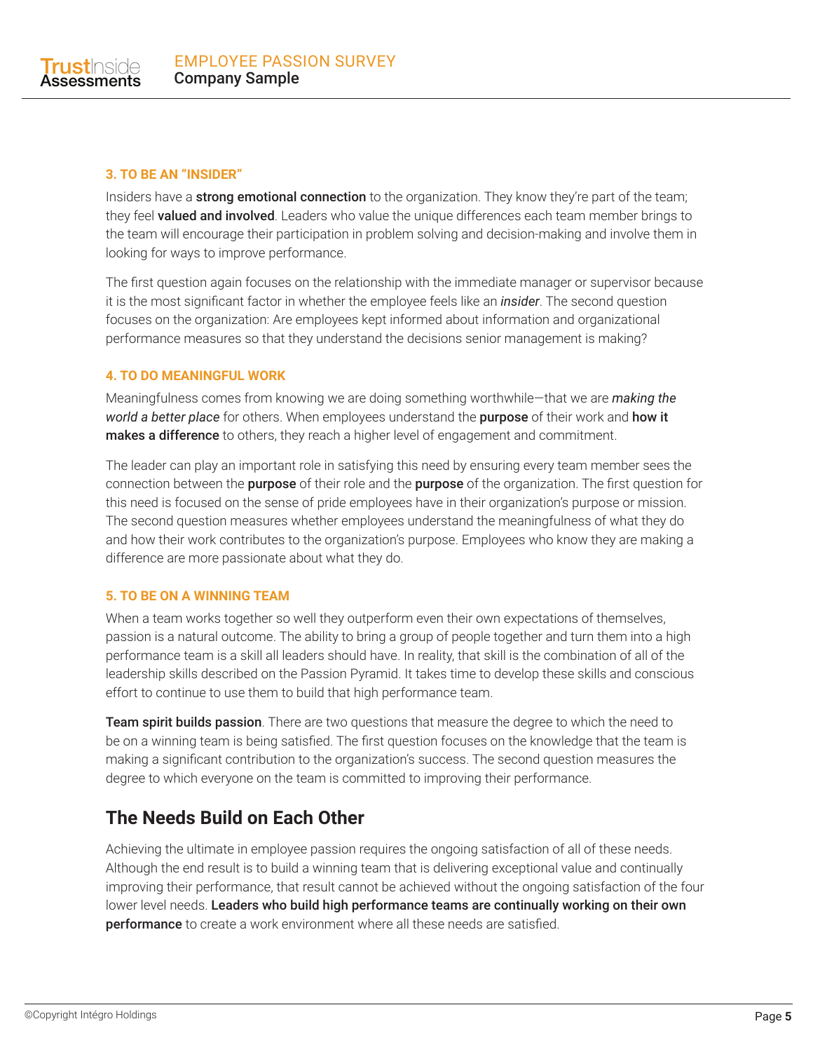### 3. TO BE AN “INSIDER”

Insiders have a **strong emotional connection** to the organization. They know they’re part of the team; they feel **valued and involved**. Leaders who value the unique differences each team member brings to the team will encourage their participation in problem solving and decision-making and involve them in looking for ways to improve performance.

The first question again focuses on the relationship with the immediate manager or supervisor because it is the most significant factor in whether the employee feels like an *insider*. The second question focuses on the organization: Are employees kept informed about information and organizational performance measures so that they understand the decisions senior management is making?

### 4. TO DO MEANINGFUL WORK

Meaningfulness comes from knowing we are doing something worthwhile—that we are *making the world a better place* for others. When employees understand the **purpose** of their work and **how it makes a difference** to others, they reach a higher level of engagement and commitment.

The leader can play an important role in satisfying this need by ensuring every team member sees the connection between the **purpose** of their role and the **purpose** of the organization. The first question for this need is focused on the sense of pride employees have in their organization’s purpose or mission. The second question measures whether employees understand the meaningfulness of what they do and how their work contributes to the organization’s purpose. Employees who know they are making a difference are more passionate about what they do.

### 5. TO BE ON A WINNING TEAM

When a team works together so well they outperform even their own expectations of themselves, passion is a natural outcome. The ability to bring a group of people together and turn them into a high performance team is a skill all leaders should have. In reality, that skill is the combination of all of the leadership skills described on the Passion Pyramid. It takes time to develop these skills and conscious effort to continue to use them to build that high performance team.

**Team spirit builds passion**. There are two questions that measure the degree to which the need to be on a winning team is being satisfied. The first question focuses on the knowledge that the team is making a significant contribution to the organization’s success. The second question measures the degree to which everyone on the team is committed to improving their performance.

## The Needs Build on Each Other

Achieving the ultimate in employee passion requires the ongoing satisfaction of all of these needs. Although the end result is to build a winning team that is delivering exceptional value and continually improving their performance, that result cannot be achieved without the ongoing satisfaction of the four lower level needs. **Leaders who build high performance teams are continually working on their own performance** to create a work environment where all these needs are satisfied.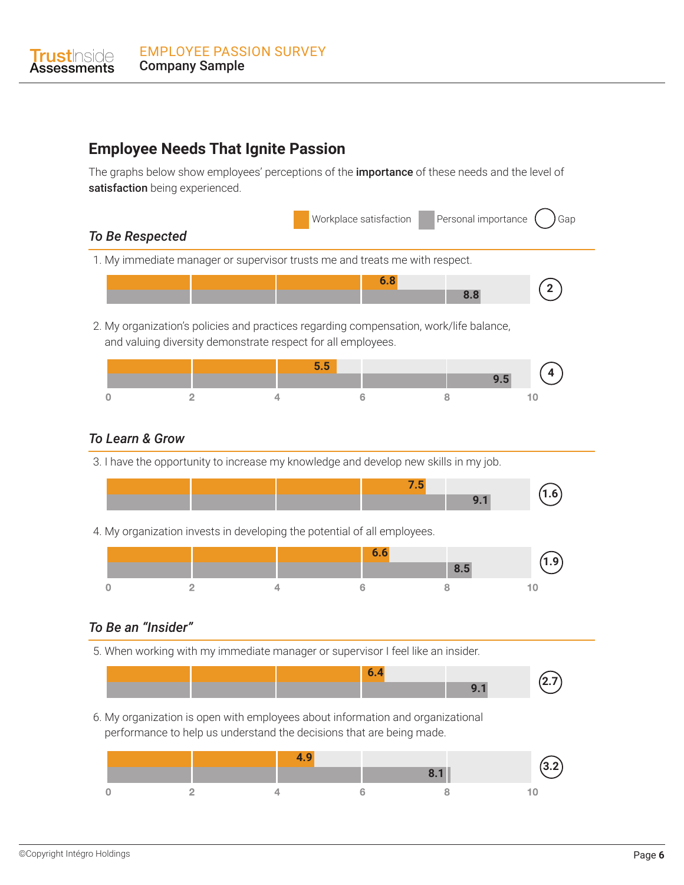## Employee Needs That Ignite Passion

The graphs below show employees' perceptions of the **importance** of these needs and the level of **satisfaction** being experienced.

Workplace satisfaction | Personal importance | Gap

### *To Be Respected*

1. My immediate manager or supervisor trusts me and treats me with respect.

| Workplace satisfaction | Personal importance | Gap |
|---|---|---|
| 6.8 | 8.8 | 2 |

2. My organization's policies and practices regarding compensation, work/life balance, and valuing diversity demonstrate respect for all employees.

| Workplace satisfaction | Personal importance | Gap |
|---|---|---|
| 5.5 | 9.5 | 4 |

### *To Learn & Grow*

3. I have the opportunity to increase my knowledge and develop new skills in my job.

| Workplace satisfaction | Personal importance | Gap |
|---|---|---|
| 7.5 | 9.1 | 1.6 |

4. My organization invests in developing the potential of all employees.

| Workplace satisfaction | Personal importance | Gap |
|---|---|---|
| 6.6 | 8.5 | 1.9 |

### *To Be an "Insider"*

5. When working with my immediate manager or supervisor I feel like an insider.

| Workplace satisfaction | Personal importance | Gap |
|---|---|---|
| 6.4 | 9.1 | 2.7 |

6. My organization is open with employees about information and organizational performance to help us understand the decisions that are being made.

| Workplace satisfaction | Personal importance | Gap |
|---|---|---|
| 4.9 | 8.1 | 3.2 |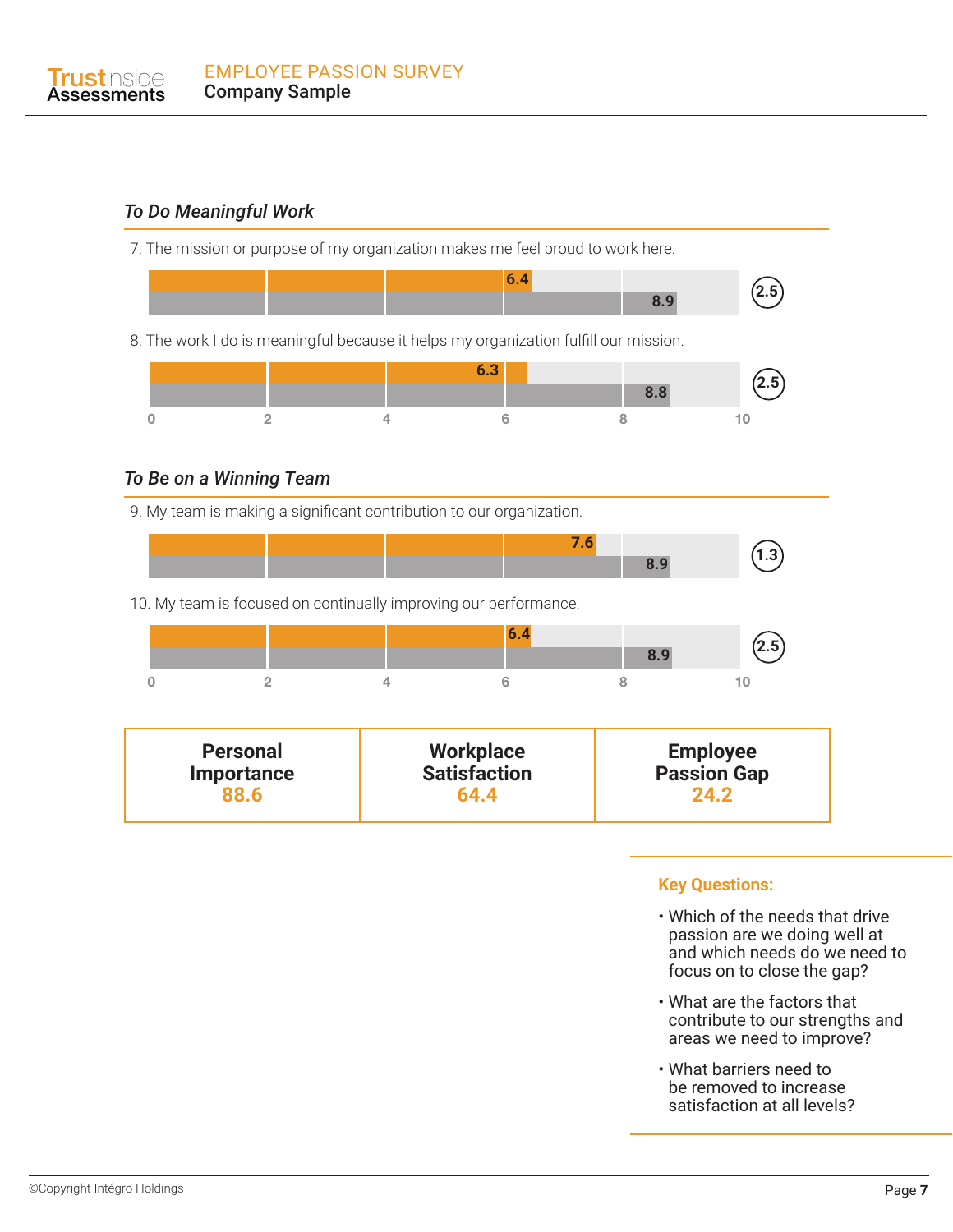### *To Do Meaningful Work*

7. The mission or purpose of my organization makes me feel proud to work here.

| Satisfaction | Importance | Gap |
|---|---|---|
| 6.4 | 8.9 | 2.5 |

8. The work I do is meaningful because it helps my organization fulfill our mission.

| Satisfaction | Importance | Gap |
|---|---|---|
| 6.3 | 8.8 | 2.5 |

### *To Be on a Winning Team*

9. My team is making a significant contribution to our organization.

| Satisfaction | Importance | Gap |
|---|---|---|
| 7.6 | 8.9 | 1.3 |

10. My team is focused on continually improving our performance.

| Satisfaction | Importance | Gap |
|---|---|---|
| 6.4 | 8.9 | 2.5 |

| Personal Importance | Workplace Satisfaction | Employee Passion Gap |
|---|---|---|
| 88.6 | 64.4 | 24.2 |

**Key Questions:**

- Which of the needs that drive passion are we doing well at and which needs do we need to focus on to close the gap?
- What are the factors that contribute to our strengths and areas we need to improve?
- What barriers need to be removed to increase satisfaction at all levels?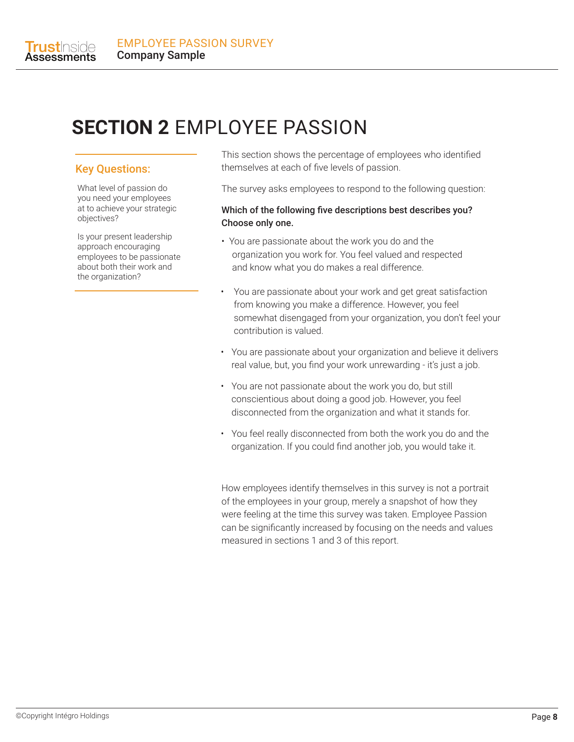# SECTION 2 EMPLOYEE PASSION

### Key Questions:

What level of passion do you need your employees at to achieve your strategic objectives?

Is your present leadership approach encouraging employees to be passionate about both their work and the organization?

This section shows the percentage of employees who identified themselves at each of five levels of passion.

The survey asks employees to respond to the following question:

**Which of the following five descriptions best describes you? Choose only one.**

- You are passionate about the work you do and the organization you work for. You feel valued and respected and know what you do makes a real difference.
- You are passionate about your work and get great satisfaction from knowing you make a difference. However, you feel somewhat disengaged from your organization, you don't feel your contribution is valued.
- You are passionate about your organization and believe it delivers real value, but, you find your work unrewarding - it's just a job.
- You are not passionate about the work you do, but still conscientious about doing a good job. However, you feel disconnected from the organization and what it stands for.
- You feel really disconnected from both the work you do and the organization. If you could find another job, you would take it.

How employees identify themselves in this survey is not a portrait of the employees in your group, merely a snapshot of how they were feeling at the time this survey was taken. Employee Passion can be significantly increased by focusing on the needs and values measured in sections 1 and 3 of this report.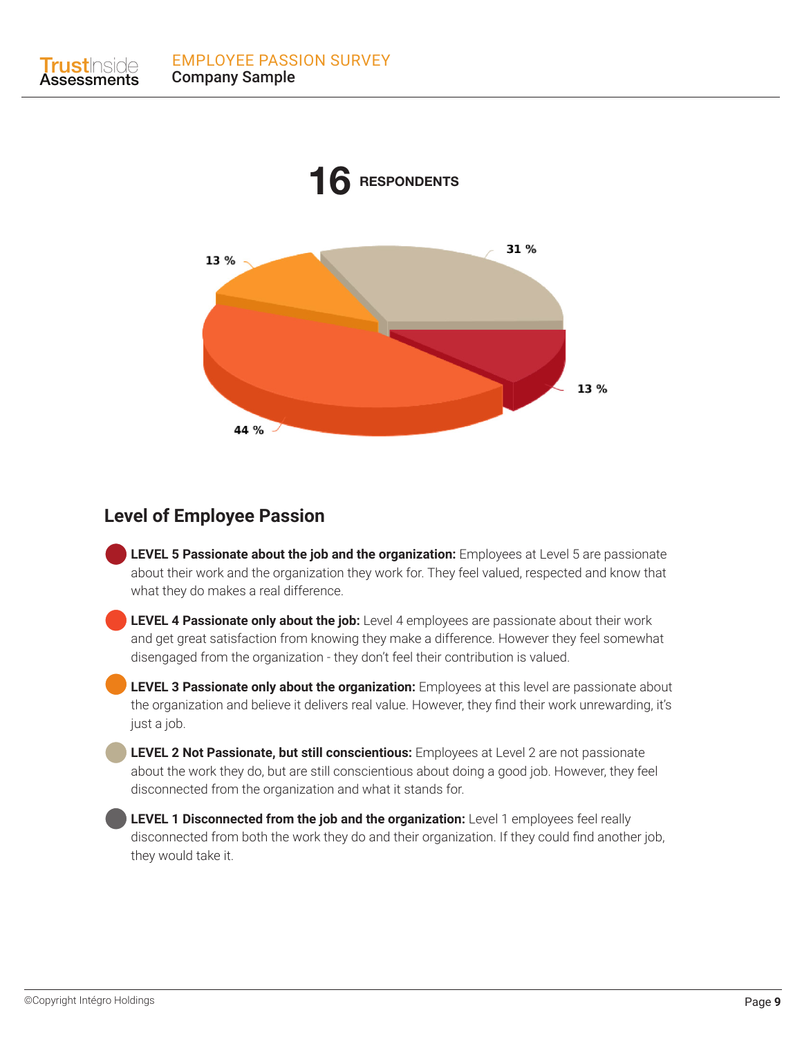**16 RESPONDENTS**

13 %

31 %

13 %

44 %

## Level of Employee Passion

- **LEVEL 5 Passionate about the job and the organization:** Employees at Level 5 are passionate about their work and the organization they work for. They feel valued, respected and know that what they do makes a real difference.
- **LEVEL 4 Passionate only about the job:** Level 4 employees are passionate about their work and get great satisfaction from knowing they make a difference. However they feel somewhat disengaged from the organization - they don't feel their contribution is valued.
- **LEVEL 3 Passionate only about the organization:** Employees at this level are passionate about the organization and believe it delivers real value. However, they find their work unrewarding, it's just a job.
- **LEVEL 2 Not Passionate, but still conscientious:** Employees at Level 2 are not passionate about the work they do, but are still conscientious about doing a good job. However, they feel disconnected from the organization and what it stands for.
- **LEVEL 1 Disconnected from the job and the organization:** Level 1 employees feel really disconnected from both the work they do and their organization. If they could find another job, they would take it.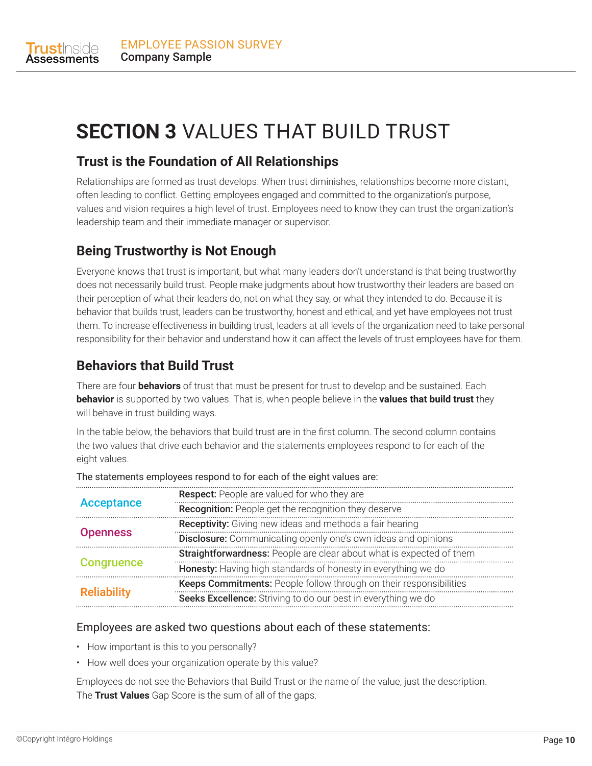# **SECTION 3** VALUES THAT BUILD TRUST

## Trust is the Foundation of All Relationships

Relationships are formed as trust develops. When trust diminishes, relationships become more distant, often leading to conflict. Getting employees engaged and committed to the organization's purpose, values and vision requires a high level of trust. Employees need to know they can trust the organization's leadership team and their immediate manager or supervisor.

## Being Trustworthy is Not Enough

Everyone knows that trust is important, but what many leaders don't understand is that being trustworthy does not necessarily build trust. People make judgments about how trustworthy their leaders are based on their perception of what their leaders do, not on what they say, or what they intended to do. Because it is behavior that builds trust, leaders can be trustworthy, honest and ethical, and yet have employees not trust them. To increase effectiveness in building trust, leaders at all levels of the organization need to take personal responsibility for their behavior and understand how it can affect the levels of trust employees have for them.

## Behaviors that Build Trust

There are four **behaviors** of trust that must be present for trust to develop and be sustained. Each **behavior** is supported by two values. That is, when people believe in the **values that build trust** they will behave in trust building ways.

In the table below, the behaviors that build trust are in the first column. The second column contains the two values that drive each behavior and the statements employees respond to for each of the eight values.

The statements employees respond to for each of the eight values are:

| Behavior | Value and Statement |
|---|---|
| Acceptance | **Respect:** People are valued for who they are |
| | **Recognition:** People get the recognition they deserve |
| Openness | **Receptivity:** Giving new ideas and methods a fair hearing |
| | **Disclosure:** Communicating openly one's own ideas and opinions |
| Congruence | **Straightforwardness:** People are clear about what is expected of them |
| | **Honesty:** Having high standards of honesty in everything we do |
| Reliability | **Keeps Commitments:** People follow through on their responsibilities |
| | **Seeks Excellence:** Striving to do our best in everything we do |

Employees are asked two questions about each of these statements:

- How important is this to you personally?
- How well does your organization operate by this value?

Employees do not see the Behaviors that Build Trust or the name of the value, just the description. The **Trust Values** Gap Score is the sum of all of the gaps.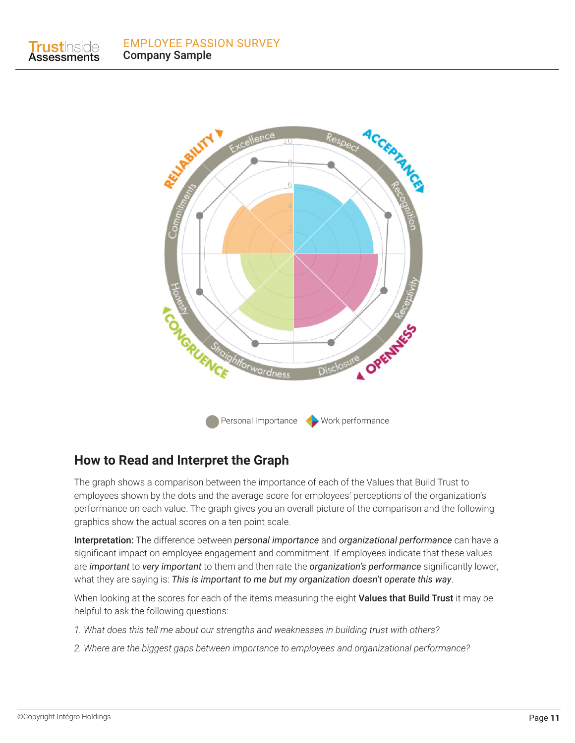## How to Read and Interpret the Graph

The graph shows a comparison between the importance of each of the Values that Build Trust to employees shown by the dots and the average score for employees' perceptions of the organization's performance on each value. The graph gives you an overall picture of the comparison and the following graphics show the actual scores on a ten point scale.

**Interpretation:** The difference between *personal importance* and *organizational performance* can have a significant impact on employee engagement and commitment. If employees indicate that these values are *important* to *very important* to them and then rate the *organization's performance* significantly lower, what they are saying is: *This is important to me but my organization doesn't operate this way*.

When looking at the scores for each of the items measuring the eight **Values that Build Trust** it may be helpful to ask the following questions:

*1. What does this tell me about our strengths and weaknesses in building trust with others?*

*2. Where are the biggest gaps between importance to employees and organizational performance?*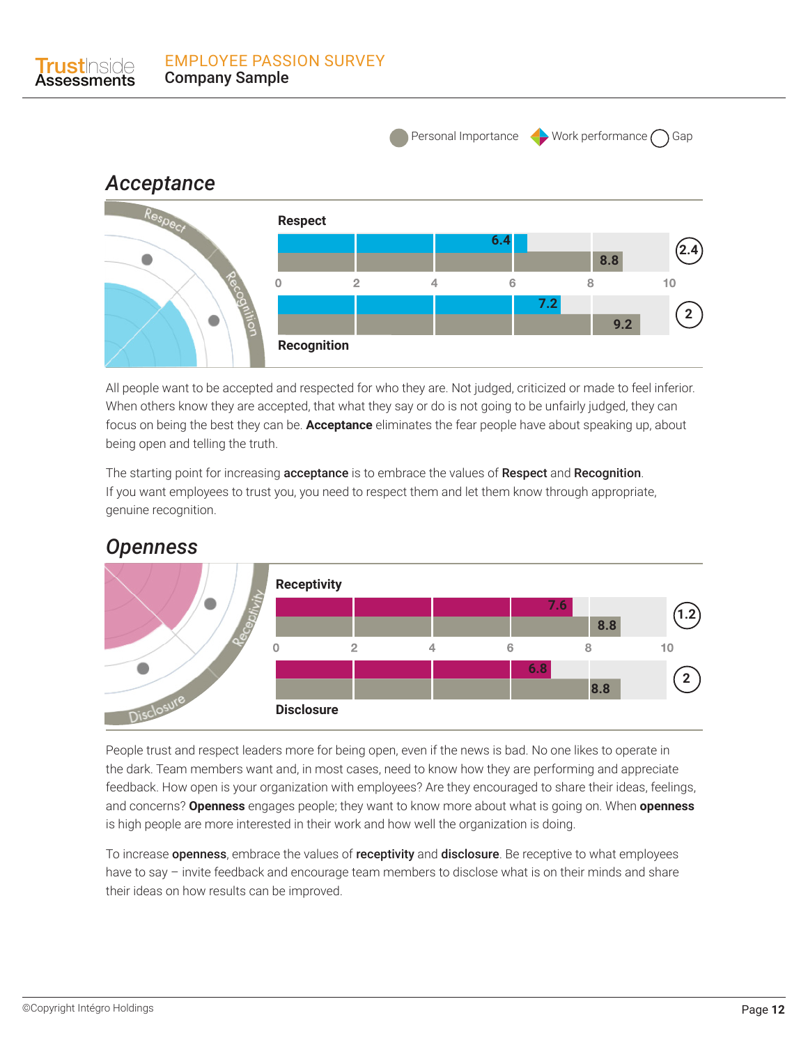Personal Importance | Work performance | Gap

## Acceptance

| | Work performance | Personal Importance | Gap |
|---|---|---|---|
| Respect | 6.4 | 8.8 | 2.4 |
| Recognition | 7.2 | 9.2 | 2 |

All people want to be accepted and respected for who they are. Not judged, criticized or made to feel inferior. When others know they are accepted, that what they say or do is not going to be unfairly judged, they can focus on being the best they can be. **Acceptance** eliminates the fear people have about speaking up, about being open and telling the truth.

The starting point for increasing **acceptance** is to embrace the values of **Respect** and **Recognition**. If you want employees to trust you, you need to respect them and let them know through appropriate, genuine recognition.

## Openness

| | Work performance | Personal Importance | Gap |
|---|---|---|---|
| Receptivity | 7.6 | 8.8 | 1.2 |
| Disclosure | 6.8 | 8.8 | 2 |

People trust and respect leaders more for being open, even if the news is bad. No one likes to operate in the dark. Team members want and, in most cases, need to know how they are performing and appreciate feedback. How open is your organization with employees? Are they encouraged to share their ideas, feelings, and concerns? **Openness** engages people; they want to know more about what is going on. When **openness** is high people are more interested in their work and how well the organization is doing.

To increase **openness**, embrace the values of **receptivity** and **disclosure**. Be receptive to what employees have to say – invite feedback and encourage team members to disclose what is on their minds and share their ideas on how results can be improved.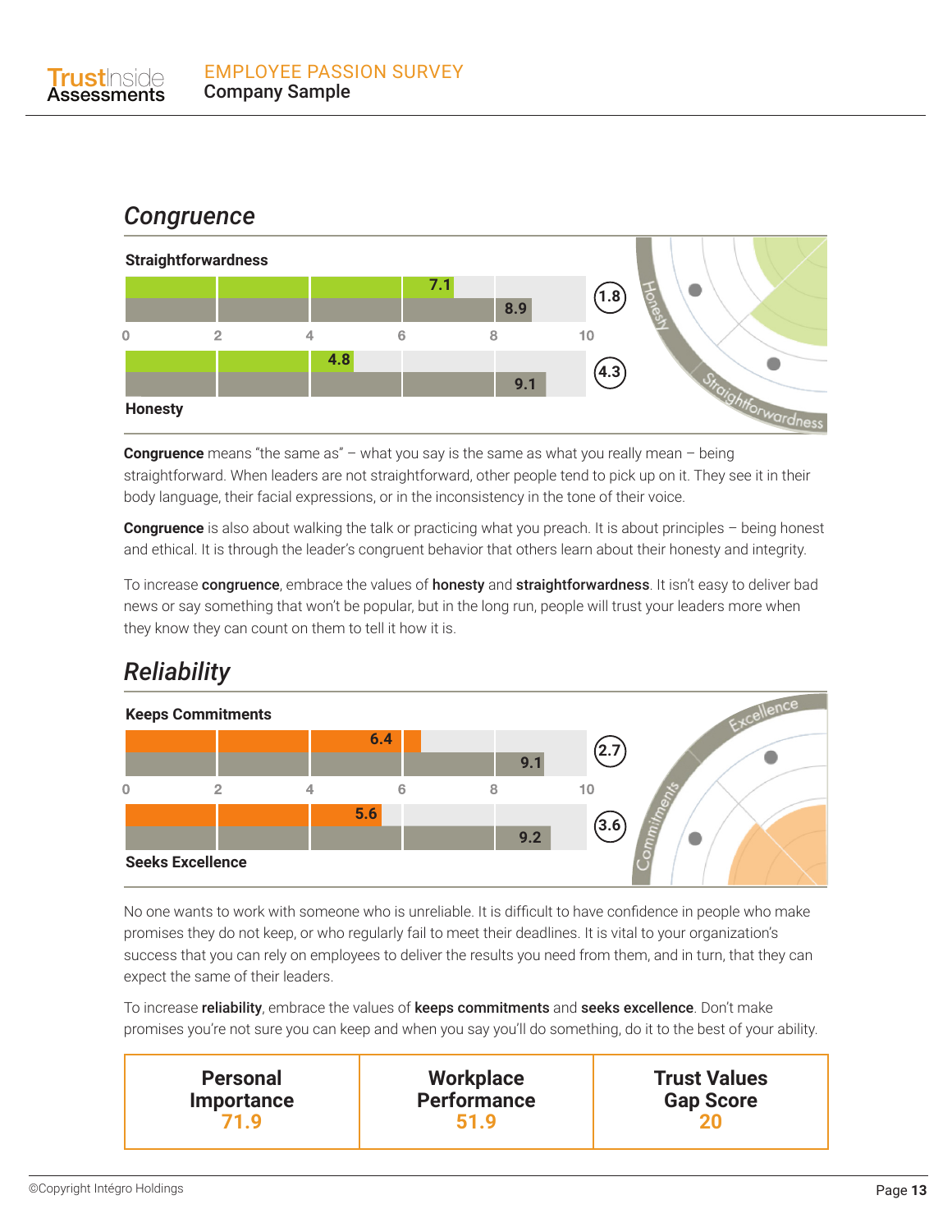## Congruence

**Straightforwardness**

| | Performance | Importance | Gap |
|---|---|---|---|
| Straightforwardness | 7.1 | 8.9 | 1.8 |
| Honesty | 4.8 | 9.1 | 4.3 |

**Honesty**

**Congruence** means "the same as" – what you say is the same as what you really mean – being straightforward. When leaders are not straightforward, other people tend to pick up on it. They see it in their body language, their facial expressions, or in the inconsistency in the tone of their voice.

**Congruence** is also about walking the talk or practicing what you preach. It is about principles – being honest and ethical. It is through the leader's congruent behavior that others learn about their honesty and integrity.

To increase **congruence**, embrace the values of **honesty** and **straightforwardness**. It isn't easy to deliver bad news or say something that won't be popular, but in the long run, people will trust your leaders more when they know they can count on them to tell it how it is.

## Reliability

**Keeps Commitments**

| | Performance | Importance | Gap |
|---|---|---|---|
| Keeps Commitments | 6.4 | 9.1 | 2.7 |
| Seeks Excellence | 5.6 | 9.2 | 3.6 |

**Seeks Excellence**

No one wants to work with someone who is unreliable. It is difficult to have confidence in people who make promises they do not keep, or who regularly fail to meet their deadlines. It is vital to your organization's success that you can rely on employees to deliver the results you need from them, and in turn, that they can expect the same of their leaders.

To increase **reliability**, embrace the values of **keeps commitments** and **seeks excellence**. Don't make promises you're not sure you can keep and when you say you'll do something, do it to the best of your ability.

| Personal Importance | Workplace Performance | Trust Values Gap Score |
|---|---|---|
| 71.9 | 51.9 | 20 |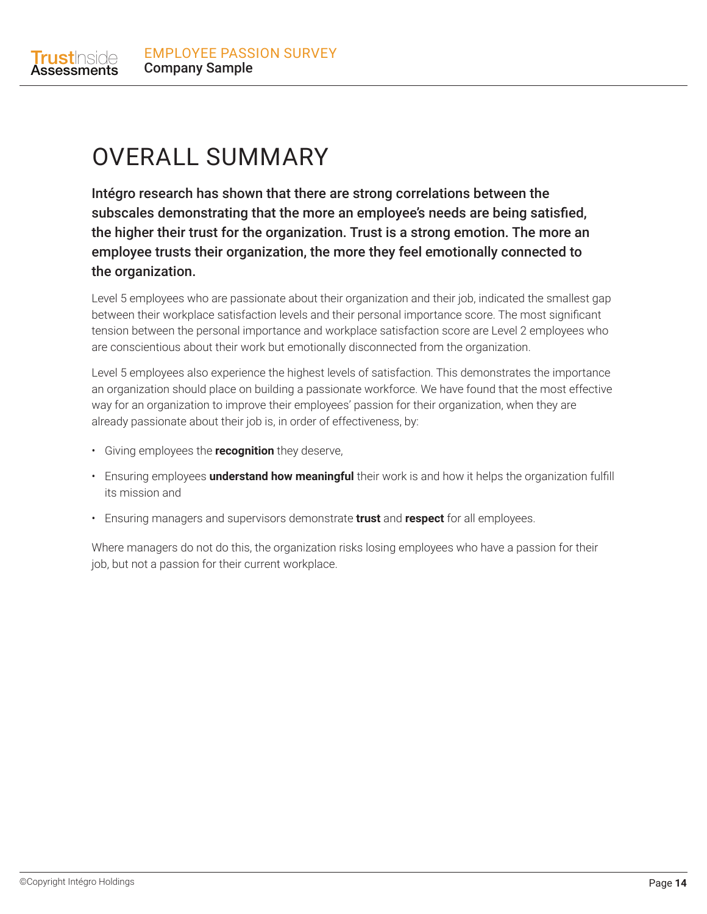# OVERALL SUMMARY

**Intégro research has shown that there are strong correlations between the subscales demonstrating that the more an employee's needs are being satisfied, the higher their trust for the organization. Trust is a strong emotion. The more an employee trusts their organization, the more they feel emotionally connected to the organization.**

Level 5 employees who are passionate about their organization and their job, indicated the smallest gap between their workplace satisfaction levels and their personal importance score. The most significant tension between the personal importance and workplace satisfaction score are Level 2 employees who are conscientious about their work but emotionally disconnected from the organization.

Level 5 employees also experience the highest levels of satisfaction. This demonstrates the importance an organization should place on building a passionate workforce. We have found that the most effective way for an organization to improve their employees' passion for their organization, when they are already passionate about their job is, in order of effectiveness, by:

- Giving employees the **recognition** they deserve,
- Ensuring employees **understand how meaningful** their work is and how it helps the organization fulfill its mission and
- Ensuring managers and supervisors demonstrate **trust** and **respect** for all employees.

Where managers do not do this, the organization risks losing employees who have a passion for their job, but not a passion for their current workplace.